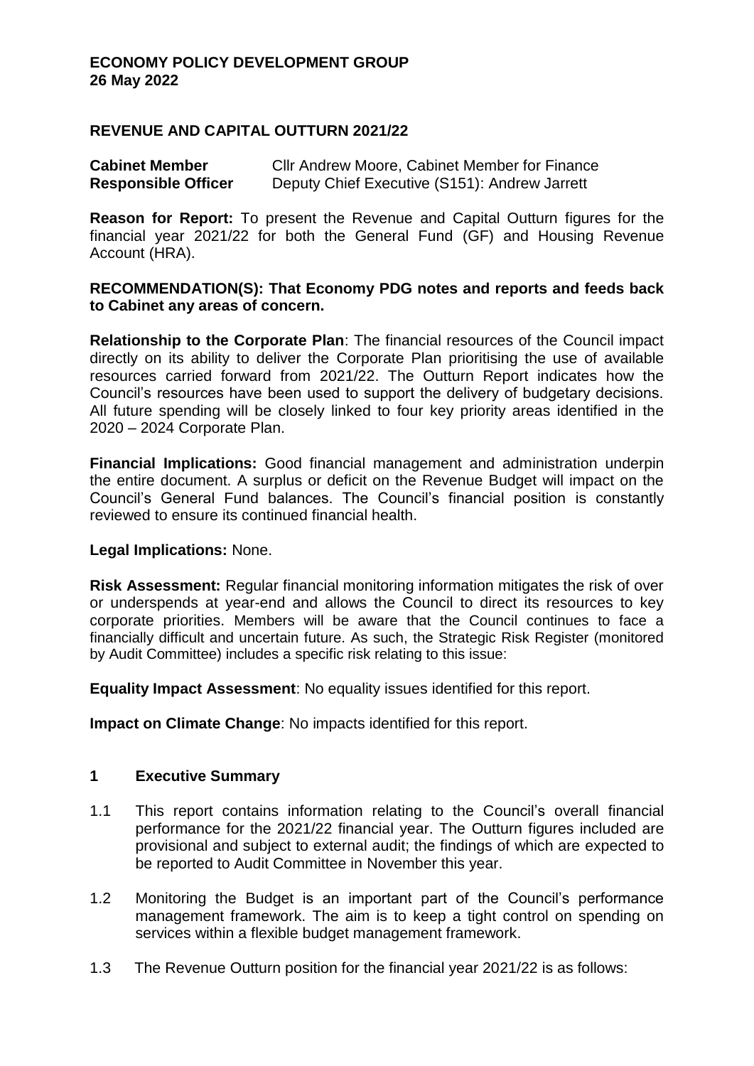**ECONOMY POLICY DEVELOPMENT GROUP**
**26 May 2022**

**REVENUE AND CAPITAL OUTTURN 2021/22**

| | |
|---|---|
| **Cabinet Member** | Cllr Andrew Moore, Cabinet Member for Finance |
| **Responsible Officer** | Deputy Chief Executive (S151): Andrew Jarrett |

**Reason for Report:** To present the Revenue and Capital Outturn figures for the financial year 2021/22 for both the General Fund (GF) and Housing Revenue Account (HRA).

**RECOMMENDATION(S): That Economy PDG notes and reports and feeds back to Cabinet any areas of concern.**

**Relationship to the Corporate Plan**: The financial resources of the Council impact directly on its ability to deliver the Corporate Plan prioritising the use of available resources carried forward from 2021/22. The Outturn Report indicates how the Council's resources have been used to support the delivery of budgetary decisions. All future spending will be closely linked to four key priority areas identified in the 2020 – 2024 Corporate Plan.

**Financial Implications:** Good financial management and administration underpin the entire document. A surplus or deficit on the Revenue Budget will impact on the Council's General Fund balances. The Council's financial position is constantly reviewed to ensure its continued financial health.

**Legal Implications:** None.

**Risk Assessment:** Regular financial monitoring information mitigates the risk of over or underspends at year-end and allows the Council to direct its resources to key corporate priorities. Members will be aware that the Council continues to face a financially difficult and uncertain future. As such, the Strategic Risk Register (monitored by Audit Committee) includes a specific risk relating to this issue:

**Equality Impact Assessment**: No equality issues identified for this report.

**Impact on Climate Change**: No impacts identified for this report.

## 1 Executive Summary

1.1 This report contains information relating to the Council's overall financial performance for the 2021/22 financial year. The Outturn figures included are provisional and subject to external audit; the findings of which are expected to be reported to Audit Committee in November this year.

1.2 Monitoring the Budget is an important part of the Council's performance management framework. The aim is to keep a tight control on spending on services within a flexible budget management framework.

1.3 The Revenue Outturn position for the financial year 2021/22 is as follows: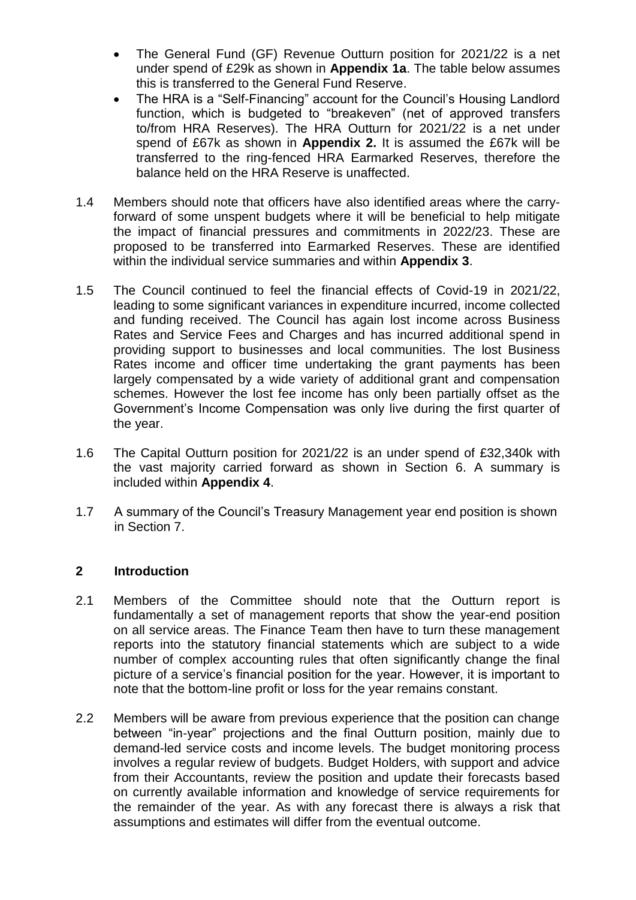- The General Fund (GF) Revenue Outturn position for 2021/22 is a net under spend of £29k as shown in **Appendix 1a**. The table below assumes this is transferred to the General Fund Reserve.
- The HRA is a "Self-Financing" account for the Council's Housing Landlord function, which is budgeted to "breakeven" (net of approved transfers to/from HRA Reserves). The HRA Outturn for 2021/22 is a net under spend of £67k as shown in **Appendix 2.** It is assumed the £67k will be transferred to the ring-fenced HRA Earmarked Reserves, therefore the balance held on the HRA Reserve is unaffected.

1.4 Members should note that officers have also identified areas where the carry-forward of some unspent budgets where it will be beneficial to help mitigate the impact of financial pressures and commitments in 2022/23. These are proposed to be transferred into Earmarked Reserves. These are identified within the individual service summaries and within **Appendix 3**.

1.5 The Council continued to feel the financial effects of Covid-19 in 2021/22, leading to some significant variances in expenditure incurred, income collected and funding received. The Council has again lost income across Business Rates and Service Fees and Charges and has incurred additional spend in providing support to businesses and local communities. The lost Business Rates income and officer time undertaking the grant payments has been largely compensated by a wide variety of additional grant and compensation schemes. However the lost fee income has only been partially offset as the Government's Income Compensation was only live during the first quarter of the year.

1.6 The Capital Outturn position for 2021/22 is an under spend of £32,340k with the vast majority carried forward as shown in Section 6. A summary is included within **Appendix 4**.

1.7 A summary of the Council's Treasury Management year end position is shown in Section 7.

## 2 Introduction

2.1 Members of the Committee should note that the Outturn report is fundamentally a set of management reports that show the year-end position on all service areas. The Finance Team then have to turn these management reports into the statutory financial statements which are subject to a wide number of complex accounting rules that often significantly change the final picture of a service's financial position for the year. However, it is important to note that the bottom-line profit or loss for the year remains constant.

2.2 Members will be aware from previous experience that the position can change between "in-year" projections and the final Outturn position, mainly due to demand-led service costs and income levels. The budget monitoring process involves a regular review of budgets. Budget Holders, with support and advice from their Accountants, review the position and update their forecasts based on currently available information and knowledge of service requirements for the remainder of the year. As with any forecast there is always a risk that assumptions and estimates will differ from the eventual outcome.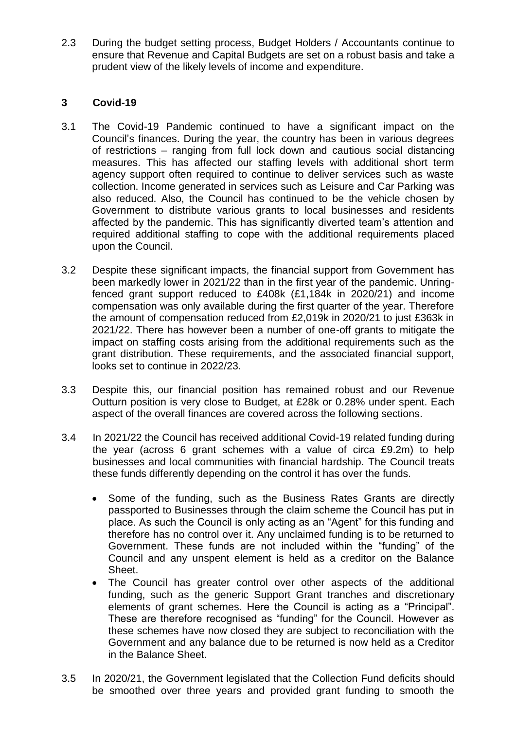2.3 During the budget setting process, Budget Holders / Accountants continue to ensure that Revenue and Capital Budgets are set on a robust basis and take a prudent view of the likely levels of income and expenditure.

## 3 Covid-19

3.1 The Covid-19 Pandemic continued to have a significant impact on the Council's finances. During the year, the country has been in various degrees of restrictions – ranging from full lock down and cautious social distancing measures. This has affected our staffing levels with additional short term agency support often required to continue to deliver services such as waste collection. Income generated in services such as Leisure and Car Parking was also reduced. Also, the Council has continued to be the vehicle chosen by Government to distribute various grants to local businesses and residents affected by the pandemic. This has significantly diverted team's attention and required additional staffing to cope with the additional requirements placed upon the Council.

3.2 Despite these significant impacts, the financial support from Government has been markedly lower in 2021/22 than in the first year of the pandemic. Unring-fenced grant support reduced to £408k (£1,184k in 2020/21) and income compensation was only available during the first quarter of the year. Therefore the amount of compensation reduced from £2,019k in 2020/21 to just £363k in 2021/22. There has however been a number of one-off grants to mitigate the impact on staffing costs arising from the additional requirements such as the grant distribution. These requirements, and the associated financial support, looks set to continue in 2022/23.

3.3 Despite this, our financial position has remained robust and our Revenue Outturn position is very close to Budget, at £28k or 0.28% under spent. Each aspect of the overall finances are covered across the following sections.

3.4 In 2021/22 the Council has received additional Covid-19 related funding during the year (across 6 grant schemes with a value of circa £9.2m) to help businesses and local communities with financial hardship. The Council treats these funds differently depending on the control it has over the funds.

- Some of the funding, such as the Business Rates Grants are directly passported to Businesses through the claim scheme the Council has put in place. As such the Council is only acting as an "Agent" for this funding and therefore has no control over it. Any unclaimed funding is to be returned to Government. These funds are not included within the "funding" of the Council and any unspent element is held as a creditor on the Balance Sheet.
- The Council has greater control over other aspects of the additional funding, such as the generic Support Grant tranches and discretionary elements of grant schemes. Here the Council is acting as a "Principal". These are therefore recognised as "funding" for the Council. However as these schemes have now closed they are subject to reconciliation with the Government and any balance due to be returned is now held as a Creditor in the Balance Sheet.

3.5 In 2020/21, the Government legislated that the Collection Fund deficits should be smoothed over three years and provided grant funding to smooth the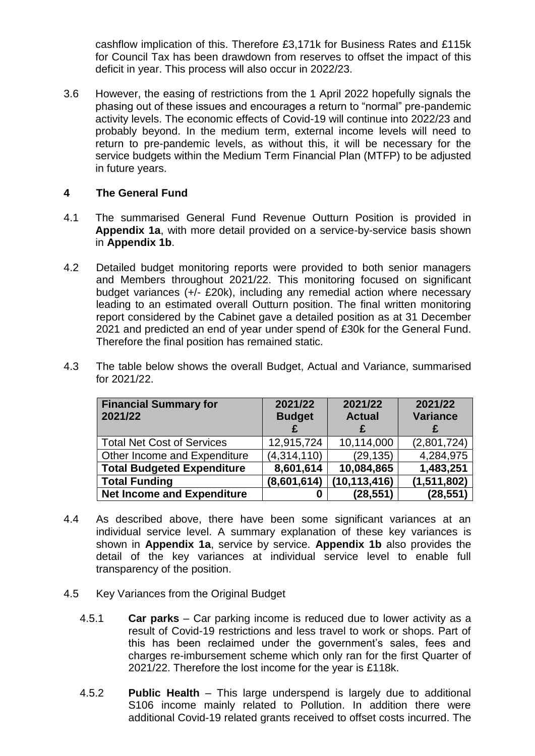cashflow implication of this. Therefore £3,171k for Business Rates and £115k for Council Tax has been drawdown from reserves to offset the impact of this deficit in year. This process will also occur in 2022/23.

3.6 However, the easing of restrictions from the 1 April 2022 hopefully signals the phasing out of these issues and encourages a return to "normal" pre-pandemic activity levels. The economic effects of Covid-19 will continue into 2022/23 and probably beyond. In the medium term, external income levels will need to return to pre-pandemic levels, as without this, it will be necessary for the service budgets within the Medium Term Financial Plan (MTFP) to be adjusted in future years.

## 4 The General Fund

4.1 The summarised General Fund Revenue Outturn Position is provided in **Appendix 1a**, with more detail provided on a service-by-service basis shown in **Appendix 1b**.

4.2 Detailed budget monitoring reports were provided to both senior managers and Members throughout 2021/22. This monitoring focused on significant budget variances (+/- £20k), including any remedial action where necessary leading to an estimated overall Outturn position. The final written monitoring report considered by the Cabinet gave a detailed position as at 31 December 2021 and predicted an end of year under spend of £30k for the General Fund. Therefore the final position has remained static.

4.3 The table below shows the overall Budget, Actual and Variance, summarised for 2021/22.

| Financial Summary for 2021/22 | 2021/22 Budget £ | 2021/22 Actual £ | 2021/22 Variance £ |
|---|---|---|---|
| Total Net Cost of Services | 12,915,724 | 10,114,000 | (2,801,724) |
| Other Income and Expenditure | (4,314,110) | (29,135) | 4,284,975 |
| **Total Budgeted Expenditure** | **8,601,614** | **10,084,865** | **1,483,251** |
| **Total Funding** | **(8,601,614)** | **(10,113,416)** | **(1,511,802)** |
| **Net Income and Expenditure** | **0** | **(28,551)** | **(28,551)** |

4.4 As described above, there have been some significant variances at an individual service level. A summary explanation of these key variances is shown in **Appendix 1a**, service by service. **Appendix 1b** also provides the detail of the key variances at individual service level to enable full transparency of the position.

4.5 Key Variances from the Original Budget

4.5.1 **Car parks** – Car parking income is reduced due to lower activity as a result of Covid-19 restrictions and less travel to work or shops. Part of this has been reclaimed under the government's sales, fees and charges re-imbursement scheme which only ran for the first Quarter of 2021/22. Therefore the lost income for the year is £118k.

4.5.2 **Public Health** – This large underspend is largely due to additional S106 income mainly related to Pollution. In addition there were additional Covid-19 related grants received to offset costs incurred. The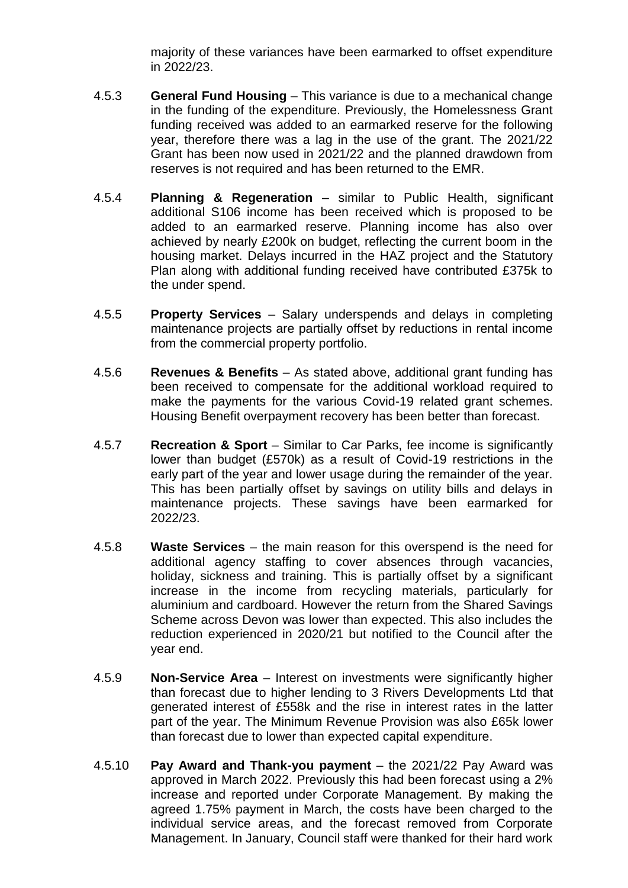majority of these variances have been earmarked to offset expenditure in 2022/23.

4.5.3 **General Fund Housing** – This variance is due to a mechanical change in the funding of the expenditure. Previously, the Homelessness Grant funding received was added to an earmarked reserve for the following year, therefore there was a lag in the use of the grant. The 2021/22 Grant has been now used in 2021/22 and the planned drawdown from reserves is not required and has been returned to the EMR.

4.5.4 **Planning & Regeneration** – similar to Public Health, significant additional S106 income has been received which is proposed to be added to an earmarked reserve. Planning income has also over achieved by nearly £200k on budget, reflecting the current boom in the housing market. Delays incurred in the HAZ project and the Statutory Plan along with additional funding received have contributed £375k to the under spend.

4.5.5 **Property Services** – Salary underspends and delays in completing maintenance projects are partially offset by reductions in rental income from the commercial property portfolio.

4.5.6 **Revenues & Benefits** – As stated above, additional grant funding has been received to compensate for the additional workload required to make the payments for the various Covid-19 related grant schemes. Housing Benefit overpayment recovery has been better than forecast.

4.5.7 **Recreation & Sport** – Similar to Car Parks, fee income is significantly lower than budget (£570k) as a result of Covid-19 restrictions in the early part of the year and lower usage during the remainder of the year. This has been partially offset by savings on utility bills and delays in maintenance projects. These savings have been earmarked for 2022/23.

4.5.8 **Waste Services** – the main reason for this overspend is the need for additional agency staffing to cover absences through vacancies, holiday, sickness and training. This is partially offset by a significant increase in the income from recycling materials, particularly for aluminium and cardboard. However the return from the Shared Savings Scheme across Devon was lower than expected. This also includes the reduction experienced in 2020/21 but notified to the Council after the year end.

4.5.9 **Non-Service Area** – Interest on investments were significantly higher than forecast due to higher lending to 3 Rivers Developments Ltd that generated interest of £558k and the rise in interest rates in the latter part of the year. The Minimum Revenue Provision was also £65k lower than forecast due to lower than expected capital expenditure.

4.5.10 **Pay Award and Thank-you payment** – the 2021/22 Pay Award was approved in March 2022. Previously this had been forecast using a 2% increase and reported under Corporate Management. By making the agreed 1.75% payment in March, the costs have been charged to the individual service areas, and the forecast removed from Corporate Management. In January, Council staff were thanked for their hard work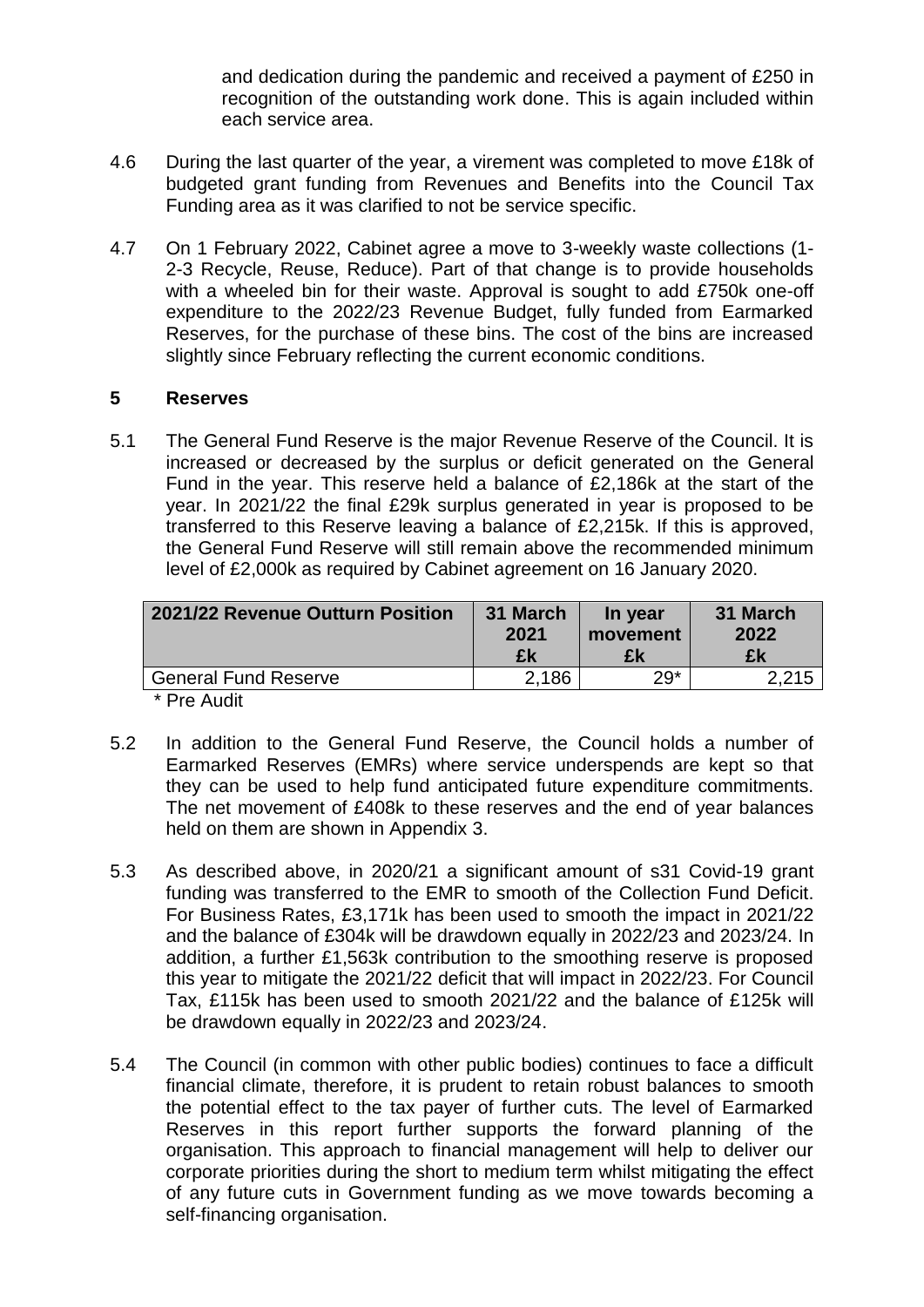and dedication during the pandemic and received a payment of £250 in recognition of the outstanding work done. This is again included within each service area.

4.6 During the last quarter of the year, a virement was completed to move £18k of budgeted grant funding from Revenues and Benefits into the Council Tax Funding area as it was clarified to not be service specific.

4.7 On 1 February 2022, Cabinet agree a move to 3-weekly waste collections (1-2-3 Recycle, Reuse, Reduce). Part of that change is to provide households with a wheeled bin for their waste. Approval is sought to add £750k one-off expenditure to the 2022/23 Revenue Budget, fully funded from Earmarked Reserves, for the purchase of these bins. The cost of the bins are increased slightly since February reflecting the current economic conditions.

## 5 Reserves

5.1 The General Fund Reserve is the major Revenue Reserve of the Council. It is increased or decreased by the surplus or deficit generated on the General Fund in the year. This reserve held a balance of £2,186k at the start of the year. In 2021/22 the final £29k surplus generated in year is proposed to be transferred to this Reserve leaving a balance of £2,215k. If this is approved, the General Fund Reserve will still remain above the recommended minimum level of £2,000k as required by Cabinet agreement on 16 January 2020.

| 2021/22 Revenue Outturn Position | 31 March 2021 £k | In year movement £k | 31 March 2022 £k |
|---|---|---|---|
| General Fund Reserve | 2,186 | 29* | 2,215 |

\* Pre Audit

5.2 In addition to the General Fund Reserve, the Council holds a number of Earmarked Reserves (EMRs) where service underspends are kept so that they can be used to help fund anticipated future expenditure commitments. The net movement of £408k to these reserves and the end of year balances held on them are shown in Appendix 3.

5.3 As described above, in 2020/21 a significant amount of s31 Covid-19 grant funding was transferred to the EMR to smooth of the Collection Fund Deficit. For Business Rates, £3,171k has been used to smooth the impact in 2021/22 and the balance of £304k will be drawdown equally in 2022/23 and 2023/24. In addition, a further £1,563k contribution to the smoothing reserve is proposed this year to mitigate the 2021/22 deficit that will impact in 2022/23. For Council Tax, £115k has been used to smooth 2021/22 and the balance of £125k will be drawdown equally in 2022/23 and 2023/24.

5.4 The Council (in common with other public bodies) continues to face a difficult financial climate, therefore, it is prudent to retain robust balances to smooth the potential effect to the tax payer of further cuts. The level of Earmarked Reserves in this report further supports the forward planning of the organisation. This approach to financial management will help to deliver our corporate priorities during the short to medium term whilst mitigating the effect of any future cuts in Government funding as we move towards becoming a self-financing organisation.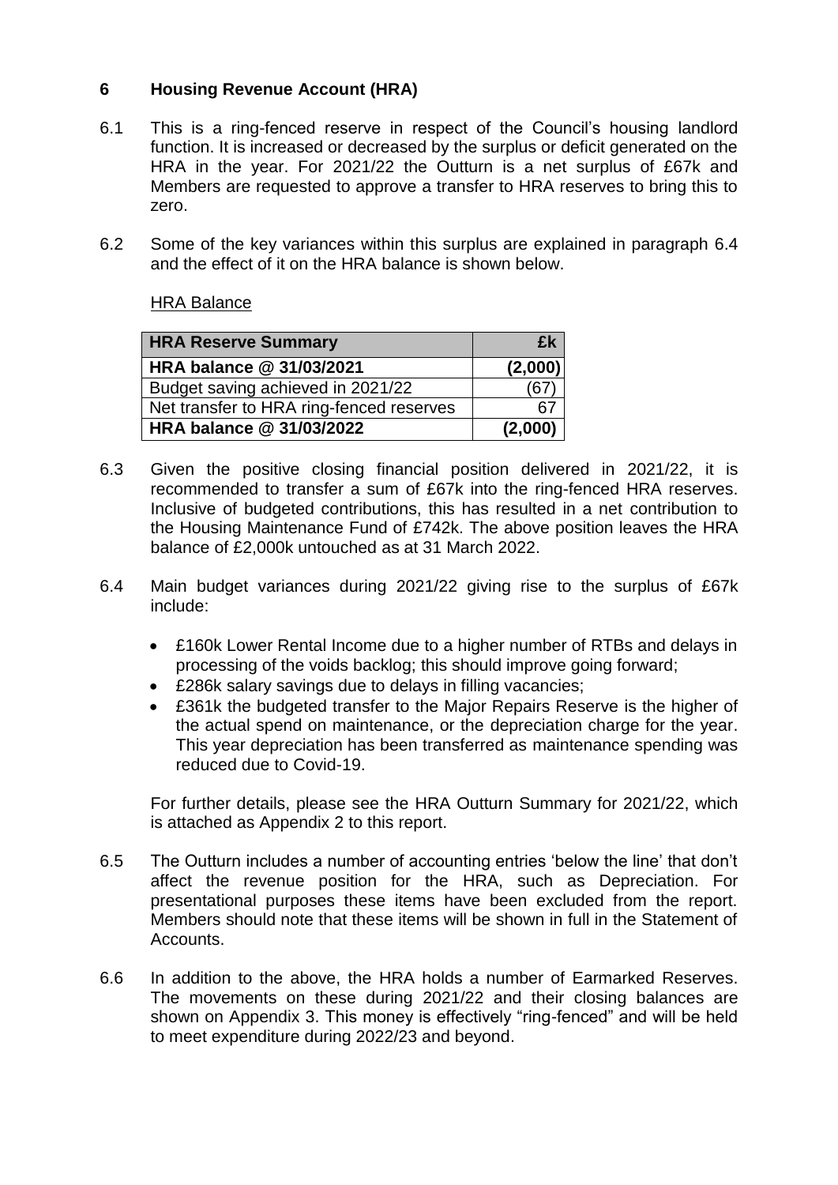## 6 Housing Revenue Account (HRA)

6.1 This is a ring-fenced reserve in respect of the Council's housing landlord function. It is increased or decreased by the surplus or deficit generated on the HRA in the year. For 2021/22 the Outturn is a net surplus of £67k and Members are requested to approve a transfer to HRA reserves to bring this to zero.

6.2 Some of the key variances within this surplus are explained in paragraph 6.4 and the effect of it on the HRA balance is shown below.

HRA Balance

| HRA Reserve Summary | £k |
| --- | --- |
| **HRA balance @ 31/03/2021** | **(2,000)** |
| Budget saving achieved in 2021/22 | (67) |
| Net transfer to HRA ring-fenced reserves | 67 |
| **HRA balance @ 31/03/2022** | **(2,000)** |

6.3 Given the positive closing financial position delivered in 2021/22, it is recommended to transfer a sum of £67k into the ring-fenced HRA reserves. Inclusive of budgeted contributions, this has resulted in a net contribution to the Housing Maintenance Fund of £742k. The above position leaves the HRA balance of £2,000k untouched as at 31 March 2022.

6.4 Main budget variances during 2021/22 giving rise to the surplus of £67k include:

- £160k Lower Rental Income due to a higher number of RTBs and delays in processing of the voids backlog; this should improve going forward;
- £286k salary savings due to delays in filling vacancies;
- £361k the budgeted transfer to the Major Repairs Reserve is the higher of the actual spend on maintenance, or the depreciation charge for the year. This year depreciation has been transferred as maintenance spending was reduced due to Covid-19.

For further details, please see the HRA Outturn Summary for 2021/22, which is attached as Appendix 2 to this report.

6.5 The Outturn includes a number of accounting entries 'below the line' that don't affect the revenue position for the HRA, such as Depreciation. For presentational purposes these items have been excluded from the report. Members should note that these items will be shown in full in the Statement of Accounts.

6.6 In addition to the above, the HRA holds a number of Earmarked Reserves. The movements on these during 2021/22 and their closing balances are shown on Appendix 3. This money is effectively "ring-fenced" and will be held to meet expenditure during 2022/23 and beyond.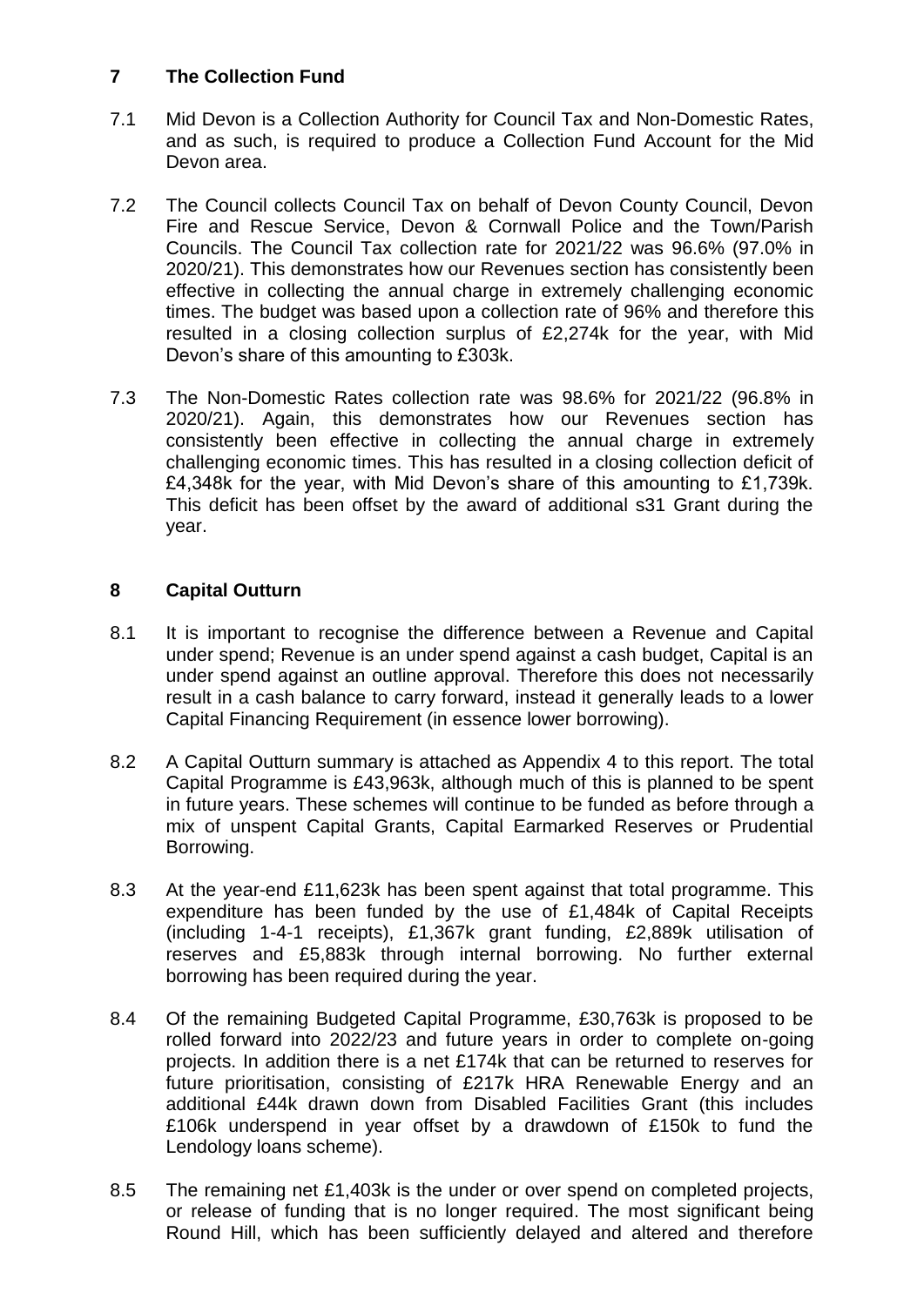## 7 The Collection Fund

7.1 Mid Devon is a Collection Authority for Council Tax and Non-Domestic Rates, and as such, is required to produce a Collection Fund Account for the Mid Devon area.

7.2 The Council collects Council Tax on behalf of Devon County Council, Devon Fire and Rescue Service, Devon & Cornwall Police and the Town/Parish Councils. The Council Tax collection rate for 2021/22 was 96.6% (97.0% in 2020/21). This demonstrates how our Revenues section has consistently been effective in collecting the annual charge in extremely challenging economic times. The budget was based upon a collection rate of 96% and therefore this resulted in a closing collection surplus of £2,274k for the year, with Mid Devon's share of this amounting to £303k.

7.3 The Non-Domestic Rates collection rate was 98.6% for 2021/22 (96.8% in 2020/21). Again, this demonstrates how our Revenues section has consistently been effective in collecting the annual charge in extremely challenging economic times. This has resulted in a closing collection deficit of £4,348k for the year, with Mid Devon's share of this amounting to £1,739k. This deficit has been offset by the award of additional s31 Grant during the year.

## 8 Capital Outturn

8.1 It is important to recognise the difference between a Revenue and Capital under spend; Revenue is an under spend against a cash budget, Capital is an under spend against an outline approval. Therefore this does not necessarily result in a cash balance to carry forward, instead it generally leads to a lower Capital Financing Requirement (in essence lower borrowing).

8.2 A Capital Outturn summary is attached as Appendix 4 to this report. The total Capital Programme is £43,963k, although much of this is planned to be spent in future years. These schemes will continue to be funded as before through a mix of unspent Capital Grants, Capital Earmarked Reserves or Prudential Borrowing.

8.3 At the year-end £11,623k has been spent against that total programme. This expenditure has been funded by the use of £1,484k of Capital Receipts (including 1-4-1 receipts), £1,367k grant funding, £2,889k utilisation of reserves and £5,883k through internal borrowing. No further external borrowing has been required during the year.

8.4 Of the remaining Budgeted Capital Programme, £30,763k is proposed to be rolled forward into 2022/23 and future years in order to complete on-going projects. In addition there is a net £174k that can be returned to reserves for future prioritisation, consisting of £217k HRA Renewable Energy and an additional £44k drawn down from Disabled Facilities Grant (this includes £106k underspend in year offset by a drawdown of £150k to fund the Lendology loans scheme).

8.5 The remaining net £1,403k is the under or over spend on completed projects, or release of funding that is no longer required. The most significant being Round Hill, which has been sufficiently delayed and altered and therefore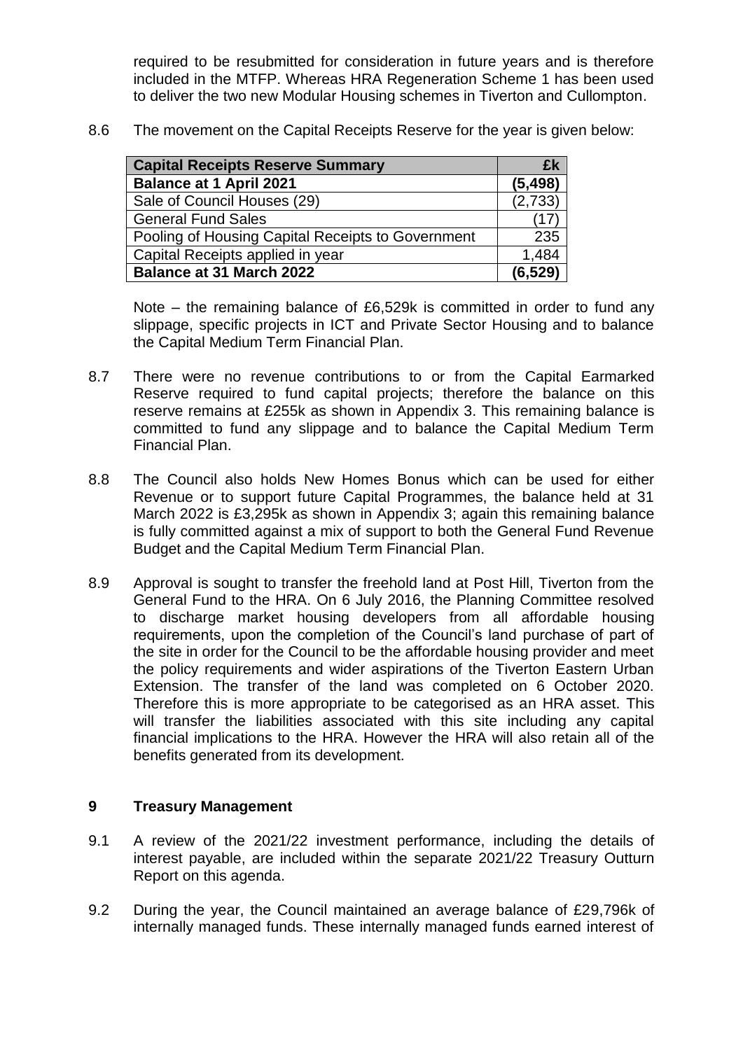required to be resubmitted for consideration in future years and is therefore included in the MTFP. Whereas HRA Regeneration Scheme 1 has been used to deliver the two new Modular Housing schemes in Tiverton and Cullompton.

8.6 The movement on the Capital Receipts Reserve for the year is given below:

| **Capital Receipts Reserve Summary** | **£k** |
|---|---|
| **Balance at 1 April 2021** | **(5,498)** |
| Sale of Council Houses (29) | (2,733) |
| General Fund Sales | (17) |
| Pooling of Housing Capital Receipts to Government | 235 |
| Capital Receipts applied in year | 1,484 |
| **Balance at 31 March 2022** | **(6,529)** |

Note – the remaining balance of £6,529k is committed in order to fund any slippage, specific projects in ICT and Private Sector Housing and to balance the Capital Medium Term Financial Plan.

8.7 There were no revenue contributions to or from the Capital Earmarked Reserve required to fund capital projects; therefore the balance on this reserve remains at £255k as shown in Appendix 3. This remaining balance is committed to fund any slippage and to balance the Capital Medium Term Financial Plan.

8.8 The Council also holds New Homes Bonus which can be used for either Revenue or to support future Capital Programmes, the balance held at 31 March 2022 is £3,295k as shown in Appendix 3; again this remaining balance is fully committed against a mix of support to both the General Fund Revenue Budget and the Capital Medium Term Financial Plan.

8.9 Approval is sought to transfer the freehold land at Post Hill, Tiverton from the General Fund to the HRA. On 6 July 2016, the Planning Committee resolved to discharge market housing developers from all affordable housing requirements, upon the completion of the Council's land purchase of part of the site in order for the Council to be the affordable housing provider and meet the policy requirements and wider aspirations of the Tiverton Eastern Urban Extension. The transfer of the land was completed on 6 October 2020. Therefore this is more appropriate to be categorised as an HRA asset. This will transfer the liabilities associated with this site including any capital financial implications to the HRA. However the HRA will also retain all of the benefits generated from its development.

## 9 Treasury Management

9.1 A review of the 2021/22 investment performance, including the details of interest payable, are included within the separate 2021/22 Treasury Outturn Report on this agenda.

9.2 During the year, the Council maintained an average balance of £29,796k of internally managed funds. These internally managed funds earned interest of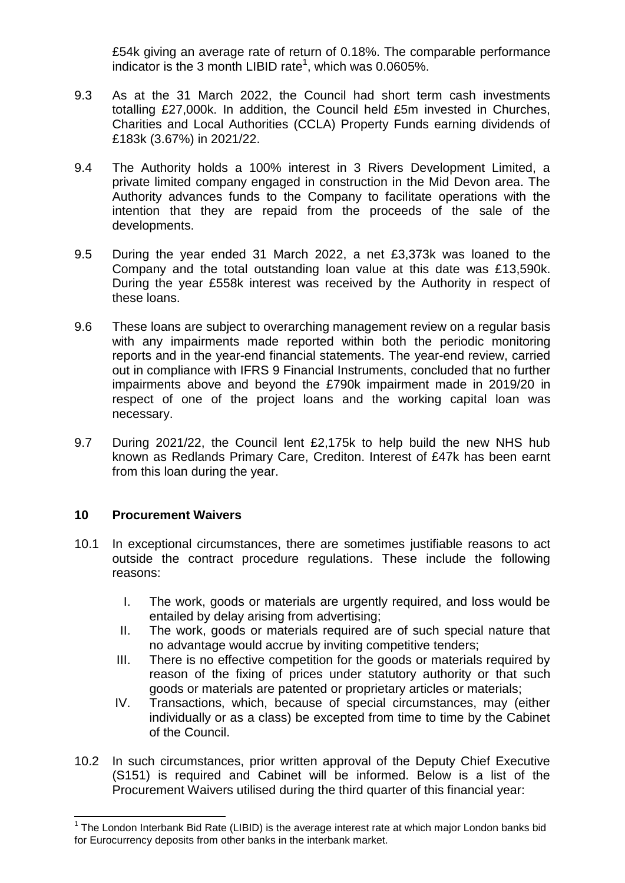£54k giving an average rate of return of 0.18%. The comparable performance indicator is the 3 month LIBID rate[1], which was 0.0605%.

9.3 As at the 31 March 2022, the Council had short term cash investments totalling £27,000k. In addition, the Council held £5m invested in Churches, Charities and Local Authorities (CCLA) Property Funds earning dividends of £183k (3.67%) in 2021/22.

9.4 The Authority holds a 100% interest in 3 Rivers Development Limited, a private limited company engaged in construction in the Mid Devon area. The Authority advances funds to the Company to facilitate operations with the intention that they are repaid from the proceeds of the sale of the developments.

9.5 During the year ended 31 March 2022, a net £3,373k was loaned to the Company and the total outstanding loan value at this date was £13,590k. During the year £558k interest was received by the Authority in respect of these loans.

9.6 These loans are subject to overarching management review on a regular basis with any impairments made reported within both the periodic monitoring reports and in the year-end financial statements. The year-end review, carried out in compliance with IFRS 9 Financial Instruments, concluded that no further impairments above and beyond the £790k impairment made in 2019/20 in respect of one of the project loans and the working capital loan was necessary.

9.7 During 2021/22, the Council lent £2,175k to help build the new NHS hub known as Redlands Primary Care, Crediton. Interest of £47k has been earnt from this loan during the year.

## 10 Procurement Waivers

10.1 In exceptional circumstances, there are sometimes justifiable reasons to act outside the contract procedure regulations. These include the following reasons:

I. The work, goods or materials are urgently required, and loss would be entailed by delay arising from advertising;
II. The work, goods or materials required are of such special nature that no advantage would accrue by inviting competitive tenders;
III. There is no effective competition for the goods or materials required by reason of the fixing of prices under statutory authority or that such goods or materials are patented or proprietary articles or materials;
IV. Transactions, which, because of special circumstances, may (either individually or as a class) be excepted from time to time by the Cabinet of the Council.

10.2 In such circumstances, prior written approval of the Deputy Chief Executive (S151) is required and Cabinet will be informed. Below is a list of the Procurement Waivers utilised during the third quarter of this financial year:

[1] The London Interbank Bid Rate (LIBID) is the average interest rate at which major London banks bid for Eurocurrency deposits from other banks in the interbank market.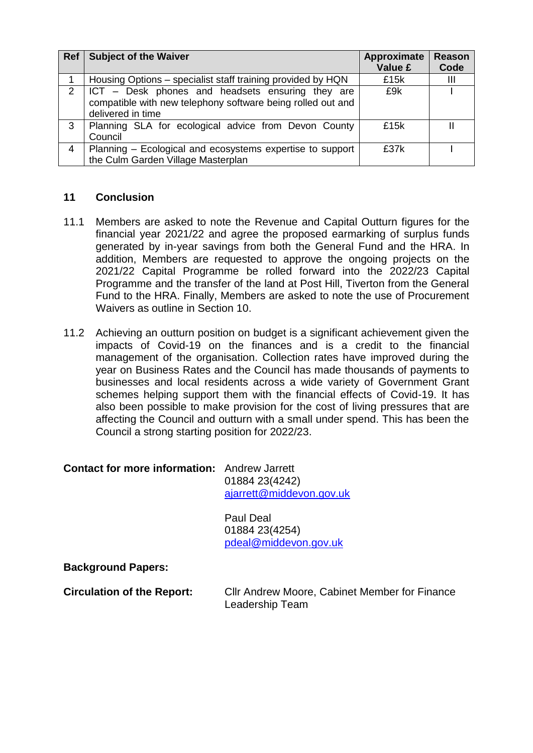| Ref | Subject of the Waiver | Approximate Value £ | Reason Code |
|---|---|---|---|
| 1 | Housing Options – specialist staff training provided by HQN | £15k | III |
| 2 | ICT – Desk phones and headsets ensuring they are compatible with new telephony software being rolled out and delivered in time | £9k | I |
| 3 | Planning SLA for ecological advice from Devon County Council | £15k | II |
| 4 | Planning – Ecological and ecosystems expertise to support the Culm Garden Village Masterplan | £37k | I |

## 11 Conclusion

11.1 Members are asked to note the Revenue and Capital Outturn figures for the financial year 2021/22 and agree the proposed earmarking of surplus funds generated by in-year savings from both the General Fund and the HRA. In addition, Members are requested to approve the ongoing projects on the 2021/22 Capital Programme be rolled forward into the 2022/23 Capital Programme and the transfer of the land at Post Hill, Tiverton from the General Fund to the HRA. Finally, Members are asked to note the use of Procurement Waivers as outline in Section 10.

11.2 Achieving an outturn position on budget is a significant achievement given the impacts of Covid-19 on the finances and is a credit to the financial management of the organisation. Collection rates have improved during the year on Business Rates and the Council has made thousands of payments to businesses and local residents across a wide variety of Government Grant schemes helping support them with the financial effects of Covid-19. It has also been possible to make provision for the cost of living pressures that are affecting the Council and outturn with a small under spend. This has been the Council a strong starting position for 2022/23.

**Contact for more information:** Andrew Jarrett
01884 23(4242)
ajarrett@middevon.gov.uk

Paul Deal
01884 23(4254)
pdeal@middevon.gov.uk

**Background Papers:**

**Circulation of the Report:** Cllr Andrew Moore, Cabinet Member for Finance
Leadership Team